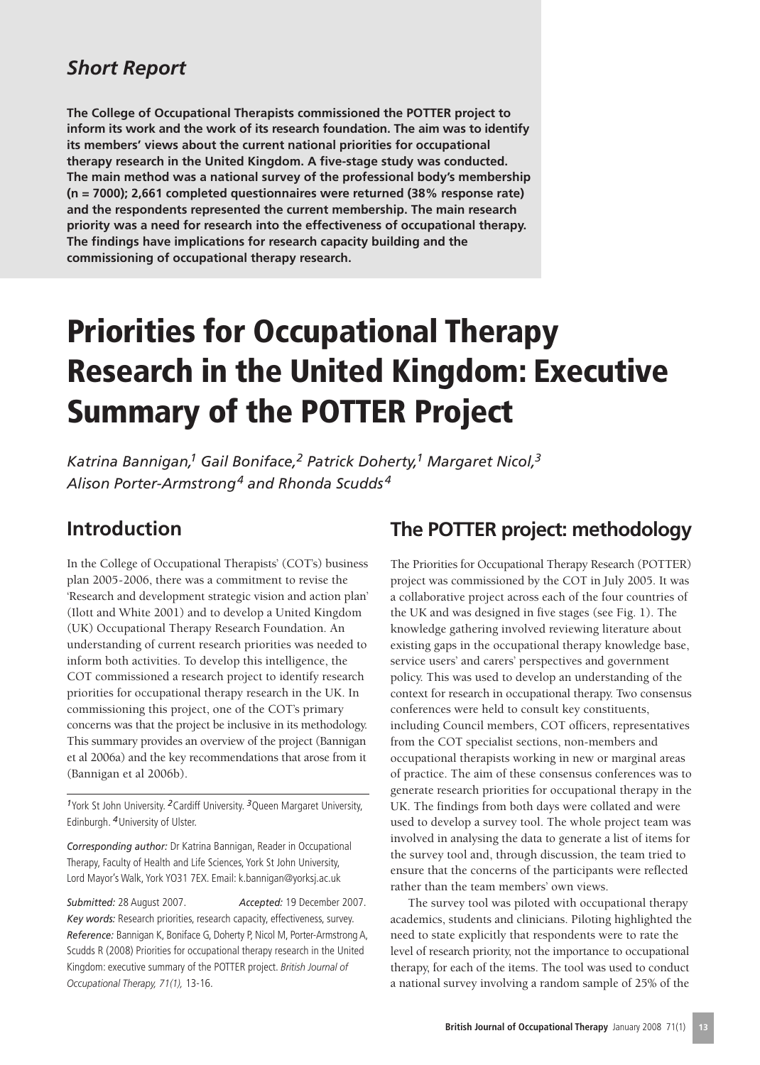*Short Report*

**The College of Occupational Therapists commissioned the POTTER project to inform its work and the work of its research foundation. The aim was to identify its members' views about the current national priorities for occupational therapy research in the United Kingdom. A five-stage study was conducted. The main method was a national survey of the professional body's membership (n = 7000); 2,661 completed questionnaires were returned (38% response rate) and the respondents represented the current membership. The main research priority was a need for research into the effectiveness of occupational therapy. The findings have implications for research capacity building and the commissioning of occupational therapy research.**

# Priorities for Occupational Therapy Research in the United Kingdom: Executive Summary of the POTTER Project

*Katrina Bannigan,[1] Gail Boniface,[2] Patrick Doherty,[1] Margaret Nicol,[3] Alison Porter-Armstrong[4] and Rhonda Scudds[4]*

## Introduction

In the College of Occupational Therapists' (COT's) business plan 2005-2006, there was a commitment to revise the 'Research and development strategic vision and action plan' (Ilott and White 2001) and to develop a United Kingdom (UK) Occupational Therapy Research Foundation. An understanding of current research priorities was needed to inform both activities. To develop this intelligence, the COT commissioned a research project to identify research priorities for occupational therapy research in the UK. In commissioning this project, one of the COT's primary concerns was that the project be inclusive in its methodology. This summary provides an overview of the project (Bannigan et al 2006a) and the key recommendations that arose from it (Bannigan et al 2006b).

[1] York St John University. [2] Cardiff University. [3] Queen Margaret University, Edinburgh. [4] University of Ulster.

*Corresponding author:* Dr Katrina Bannigan, Reader in Occupational Therapy, Faculty of Health and Life Sciences, York St John University, Lord Mayor's Walk, York YO31 7EX. Email: k.bannigan@yorksj.ac.uk

*Submitted:* 28 August 2007. *Accepted:* 19 December 2007.

*Key words:* Research priorities, research capacity, effectiveness, survey.

*Reference:* Bannigan K, Boniface G, Doherty P, Nicol M, Porter-Armstrong A, Scudds R (2008) Priorities for occupational therapy research in the United Kingdom: executive summary of the POTTER project. *British Journal of Occupational Therapy, 71(1),* 13-16.

## The POTTER project: methodology

The Priorities for Occupational Therapy Research (POTTER) project was commissioned by the COT in July 2005. It was a collaborative project across each of the four countries of the UK and was designed in five stages (see Fig. 1). The knowledge gathering involved reviewing literature about existing gaps in the occupational therapy knowledge base, service users' and carers' perspectives and government policy. This was used to develop an understanding of the context for research in occupational therapy. Two consensus conferences were held to consult key constituents, including Council members, COT officers, representatives from the COT specialist sections, non-members and occupational therapists working in new or marginal areas of practice. The aim of these consensus conferences was to generate research priorities for occupational therapy in the UK. The findings from both days were collated and were used to develop a survey tool. The whole project team was involved in analysing the data to generate a list of items for the survey tool and, through discussion, the team tried to ensure that the concerns of the participants were reflected rather than the team members' own views.

The survey tool was piloted with occupational therapy academics, students and clinicians. Piloting highlighted the need to state explicitly that respondents were to rate the level of research priority, not the importance to occupational therapy, for each of the items. The tool was used to conduct a national survey involving a random sample of 25% of the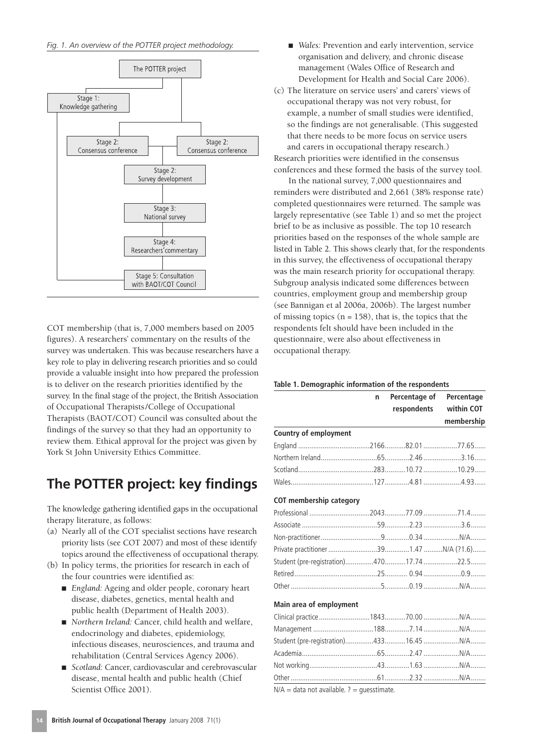*Fig. 1. An overview of the POTTER project methodology.*

The POTTER project

Stage 1: Knowledge gathering

Stage 2: Consensus conference

Stage 2: Consensus conference

Stage 2: Survey development

Stage 3: National survey

Stage 4: Researchers' commentary

Stage 5: Consultation with BAOT/COT Council

COT membership (that is, 7,000 members based on 2005 figures). A researchers' commentary on the results of the survey was undertaken. This was because researchers have a key role to play in delivering research priorities and so could provide a valuable insight into how prepared the profession is to deliver on the research priorities identified by the survey. In the final stage of the project, the British Association of Occupational Therapists/College of Occupational Therapists (BAOT/COT) Council was consulted about the findings of the survey so that they had an opportunity to review them. Ethical approval for the project was given by York St John University Ethics Committee.

## The POTTER project: key findings

The knowledge gathering identified gaps in the occupational therapy literature, as follows:

(a) Nearly all of the COT specialist sections have research priority lists (see COT 2007) and most of these identify topics around the effectiveness of occupational therapy.

(b) In policy terms, the priorities for research in each of the four countries were identified as:

- *England:* Ageing and older people, coronary heart disease, diabetes, genetics, mental health and public health (Department of Health 2003).
- *Northern Ireland:* Cancer, child health and welfare, endocrinology and diabetes, epidemiology, infectious diseases, neurosciences, and trauma and rehabilitation (Central Services Agency 2006).
- *Scotland:* Cancer, cardiovascular and cerebrovascular disease, mental health and public health (Chief Scientist Office 2001).
- *Wales:* Prevention and early intervention, service organisation and delivery, and chronic disease management (Wales Office of Research and Development for Health and Social Care 2006).

(c) The literature on service users' and carers' views of occupational therapy was not very robust, for example, a number of small studies were identified, so the findings are not generalisable. (This suggested that there needs to be more focus on service users and carers in occupational therapy research.)

Research priorities were identified in the consensus conferences and these formed the basis of the survey tool.

In the national survey, 7,000 questionnaires and reminders were distributed and 2,661 (38% response rate) completed questionnaires were returned. The sample was largely representative (see Table 1) and so met the project brief to be as inclusive as possible. The top 10 research priorities based on the responses of the whole sample are listed in Table 2. This shows clearly that, for the respondents in this survey, the effectiveness of occupational therapy was the main research priority for occupational therapy. Subgroup analysis indicated some differences between countries, employment group and membership group (see Bannigan et al 2006a, 2006b). The largest number of missing topics (n = 158), that is, the topics that the respondents felt should have been included in the questionnaire, were also about effectiveness in occupational therapy.

**Table 1. Demographic information of the respondents**

| | n | Percentage of respondents | Percentage within COT membership |
|---|---|---|---|
| **Country of employment** | | | |
| England | 2166 | 82.01 | 77.65 |
| Northern Ireland | 65 | 2.46 | 3.16 |
| Scotland | 283 | 10.72 | 10.29 |
| Wales | 127 | 4.81 | 4.93 |
| **COT membership category** | | | |
| Professional | 2043 | 77.09 | 71.4 |
| Associate | 59 | 2.23 | 3.6 |
| Non-practitioner | 9 | 0.34 | N/A |
| Private practitioner | 39 | 1.47 | N/A (?1.6) |
| Student (pre-registration) | 470 | 17.74 | 22.5 |
| Retired | 25 | 0.94 | 0.9 |
| Other | 5 | 0.19 | N/A |
| **Main area of employment** | | | |
| Clinical practice | 1843 | 70.00 | N/A |
| Management | 188 | 7.14 | N/A |
| Student (pre-registration) | 433 | 16.45 | N/A |
| Academia | 65 | 2.47 | N/A |
| Not working | 43 | 1.63 | N/A |
| Other | 61 | 2.32 | N/A |

N/A = data not available. ? = guesstimate.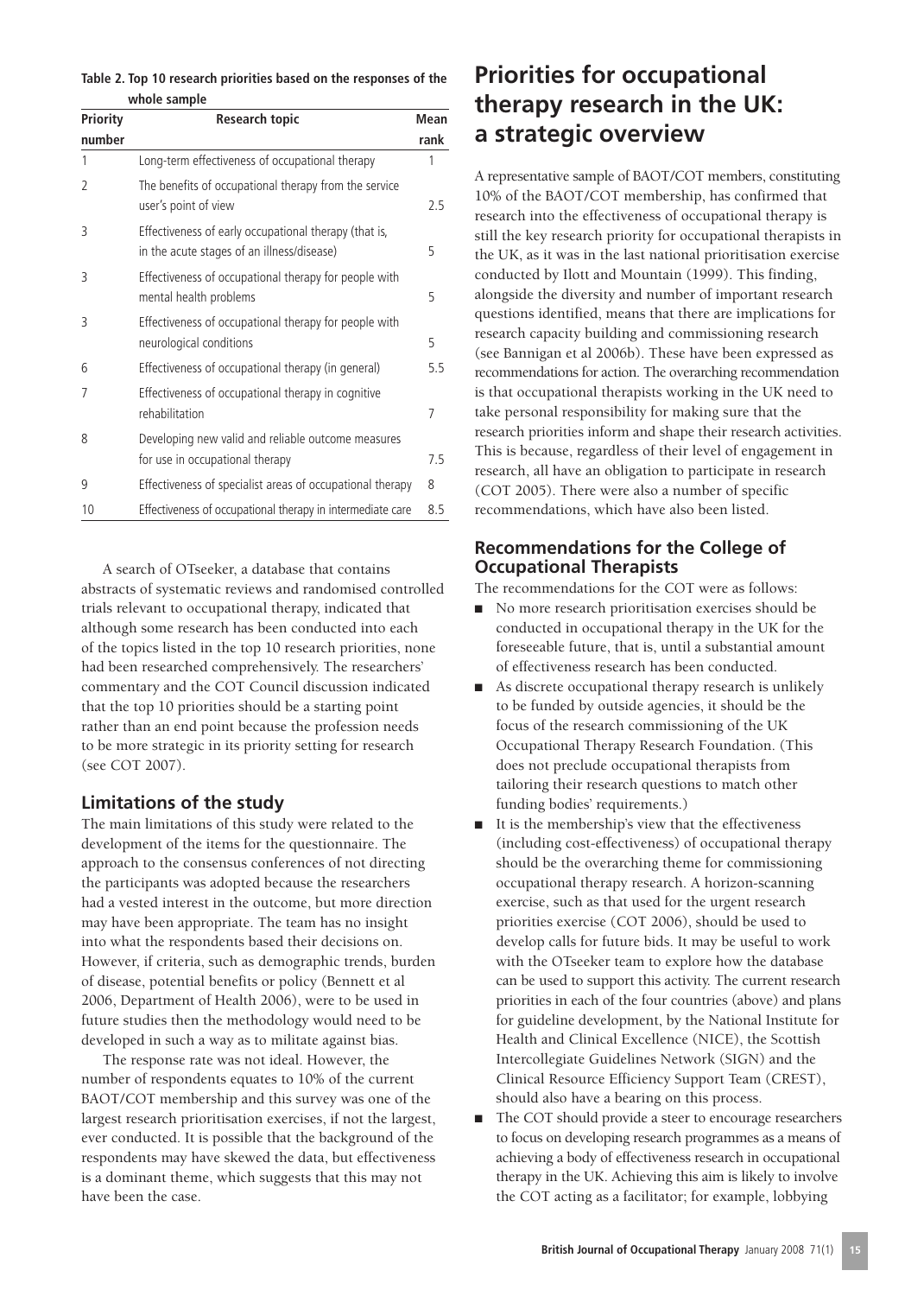**Table 2. Top 10 research priorities based on the responses of the whole sample**

| Priority number | Research topic | Mean rank |
|---|---|---|
| 1 | Long-term effectiveness of occupational therapy | 1 |
| 2 | The benefits of occupational therapy from the service user's point of view | 2.5 |
| 3 | Effectiveness of early occupational therapy (that is, in the acute stages of an illness/disease) | 5 |
| 3 | Effectiveness of occupational therapy for people with mental health problems | 5 |
| 3 | Effectiveness of occupational therapy for people with neurological conditions | 5 |
| 6 | Effectiveness of occupational therapy (in general) | 5.5 |
| 7 | Effectiveness of occupational therapy in cognitive rehabilitation | 7 |
| 8 | Developing new valid and reliable outcome measures for use in occupational therapy | 7.5 |
| 9 | Effectiveness of specialist areas of occupational therapy | 8 |
| 10 | Effectiveness of occupational therapy in intermediate care | 8.5 |

A search of OTseeker, a database that contains abstracts of systematic reviews and randomised controlled trials relevant to occupational therapy, indicated that although some research has been conducted into each of the topics listed in the top 10 research priorities, none had been researched comprehensively. The researchers' commentary and the COT Council discussion indicated that the top 10 priorities should be a starting point rather than an end point because the profession needs to be more strategic in its priority setting for research (see COT 2007).

## Limitations of the study

The main limitations of this study were related to the development of the items for the questionnaire. The approach to the consensus conferences of not directing the participants was adopted because the researchers had a vested interest in the outcome, but more direction may have been appropriate. The team has no insight into what the respondents based their decisions on. However, if criteria, such as demographic trends, burden of disease, potential benefits or policy (Bennett et al 2006, Department of Health 2006), were to be used in future studies then the methodology would need to be developed in such a way as to militate against bias.

The response rate was not ideal. However, the number of respondents equates to 10% of the current BAOT/COT membership and this survey was one of the largest research prioritisation exercises, if not the largest, ever conducted. It is possible that the background of the respondents may have skewed the data, but effectiveness is a dominant theme, which suggests that this may not have been the case.

# Priorities for occupational therapy research in the UK: a strategic overview

A representative sample of BAOT/COT members, constituting 10% of the BAOT/COT membership, has confirmed that research into the effectiveness of occupational therapy is still the key research priority for occupational therapists in the UK, as it was in the last national prioritisation exercise conducted by Ilott and Mountain (1999). This finding, alongside the diversity and number of important research questions identified, means that there are implications for research capacity building and commissioning research (see Bannigan et al 2006b). These have been expressed as recommendations for action. The overarching recommendation is that occupational therapists working in the UK need to take personal responsibility for making sure that the research priorities inform and shape their research activities. This is because, regardless of their level of engagement in research, all have an obligation to participate in research (COT 2005). There were also a number of specific recommendations, which have also been listed.

## Recommendations for the College of Occupational Therapists

The recommendations for the COT were as follows:

- No more research prioritisation exercises should be conducted in occupational therapy in the UK for the foreseeable future, that is, until a substantial amount of effectiveness research has been conducted.
- As discrete occupational therapy research is unlikely to be funded by outside agencies, it should be the focus of the research commissioning of the UK Occupational Therapy Research Foundation. (This does not preclude occupational therapists from tailoring their research questions to match other funding bodies' requirements.)
- It is the membership's view that the effectiveness (including cost-effectiveness) of occupational therapy should be the overarching theme for commissioning occupational therapy research. A horizon-scanning exercise, such as that used for the urgent research priorities exercise (COT 2006), should be used to develop calls for future bids. It may be useful to work with the OTseeker team to explore how the database can be used to support this activity. The current research priorities in each of the four countries (above) and plans for guideline development, by the National Institute for Health and Clinical Excellence (NICE), the Scottish Intercollegiate Guidelines Network (SIGN) and the Clinical Resource Efficiency Support Team (CREST), should also have a bearing on this process.
- The COT should provide a steer to encourage researchers to focus on developing research programmes as a means of achieving a body of effectiveness research in occupational therapy in the UK. Achieving this aim is likely to involve the COT acting as a facilitator; for example, lobbying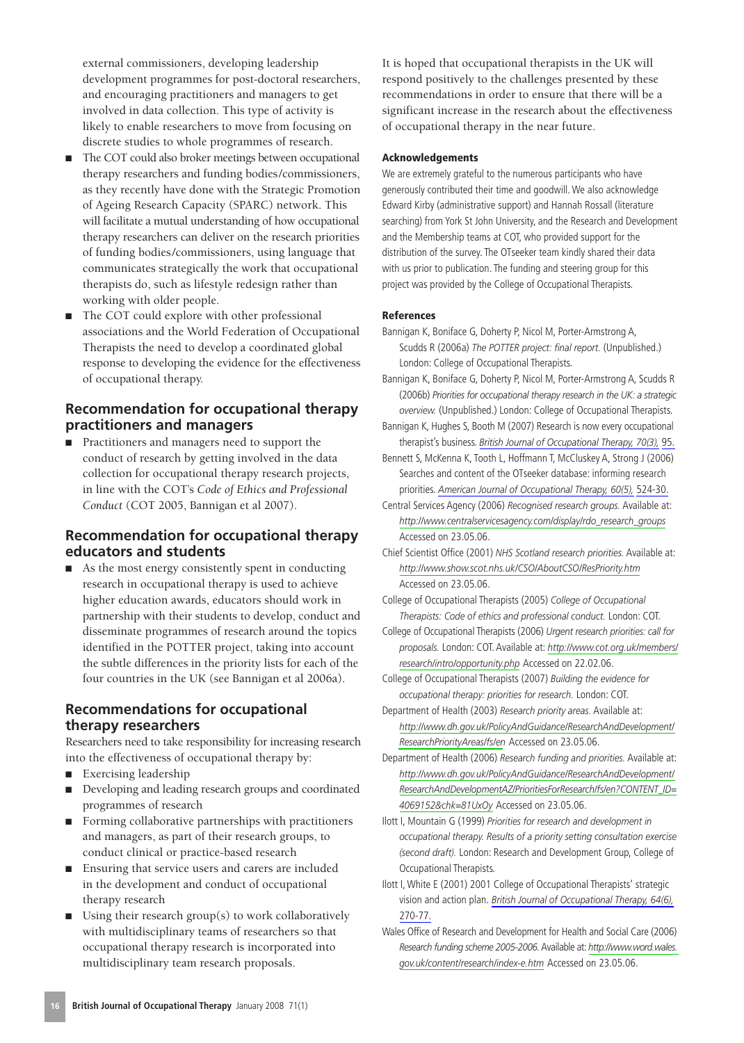external commissioners, developing leadership development programmes for post-doctoral researchers, and encouraging practitioners and managers to get involved in data collection. This type of activity is likely to enable researchers to move from focusing on discrete studies to whole programmes of research.

- The COT could also broker meetings between occupational therapy researchers and funding bodies/commissioners, as they recently have done with the Strategic Promotion of Ageing Research Capacity (SPARC) network. This will facilitate a mutual understanding of how occupational therapy researchers can deliver on the research priorities of funding bodies/commissioners, using language that communicates strategically the work that occupational therapists do, such as lifestyle redesign rather than working with older people.
- The COT could explore with other professional associations and the World Federation of Occupational Therapists the need to develop a coordinated global response to developing the evidence for the effectiveness of occupational therapy.

## Recommendation for occupational therapy practitioners and managers

- Practitioners and managers need to support the conduct of research by getting involved in the data collection for occupational therapy research projects, in line with the COT's *Code of Ethics and Professional Conduct* (COT 2005, Bannigan et al 2007).

## Recommendation for occupational therapy educators and students

- As the most energy consistently spent in conducting research in occupational therapy is used to achieve higher education awards, educators should work in partnership with their students to develop, conduct and disseminate programmes of research around the topics identified in the POTTER project, taking into account the subtle differences in the priority lists for each of the four countries in the UK (see Bannigan et al 2006a).

## Recommendations for occupational therapy researchers

Researchers need to take responsibility for increasing research into the effectiveness of occupational therapy by:

- Exercising leadership
- Developing and leading research groups and coordinated programmes of research
- Forming collaborative partnerships with practitioners and managers, as part of their research groups, to conduct clinical or practice-based research
- Ensuring that service users and carers are included in the development and conduct of occupational therapy research
- Using their research group(s) to work collaboratively with multidisciplinary teams of researchers so that occupational therapy research is incorporated into multidisciplinary team research proposals.

It is hoped that occupational therapists in the UK will respond positively to the challenges presented by these recommendations in order to ensure that there will be a significant increase in the research about the effectiveness of occupational therapy in the near future.

### Acknowledgements

We are extremely grateful to the numerous participants who have generously contributed their time and goodwill. We also acknowledge Edward Kirby (administrative support) and Hannah Rossall (literature searching) from York St John University, and the Research and Development and the Membership teams at COT, who provided support for the distribution of the survey. The OTseeker team kindly shared their data with us prior to publication. The funding and steering group for this project was provided by the College of Occupational Therapists.

### References

Bannigan K, Boniface G, Doherty P, Nicol M, Porter-Armstrong A, Scudds R (2006a) *The POTTER project: final report.* (Unpublished.) London: College of Occupational Therapists.

Bannigan K, Boniface G, Doherty P, Nicol M, Porter-Armstrong A, Scudds R (2006b) *Priorities for occupational therapy research in the UK: a strategic overview.* (Unpublished.) London: College of Occupational Therapists.

Bannigan K, Hughes S, Booth M (2007) Research is now every occupational therapist's business. *British Journal of Occupational Therapy, 70(3),* 95.

Bennett S, McKenna K, Tooth L, Hoffmann T, McCluskey A, Strong J (2006) Searches and content of the OTseeker database: informing research priorities. *American Journal of Occupational Therapy, 60(5),* 524-30.

Central Services Agency (2006) *Recognised research groups.* Available at: http://www.centralservicesagency.com/display/rdo_research_groups Accessed on 23.05.06.

Chief Scientist Office (2001) *NHS Scotland research priorities.* Available at: http://www.show.scot.nhs.uk/CSO/AboutCSO/ResPriority.htm Accessed on 23.05.06.

College of Occupational Therapists (2005) *College of Occupational Therapists: Code of ethics and professional conduct.* London: COT.

College of Occupational Therapists (2006) *Urgent research priorities: call for proposals.* London: COT. Available at: http://www.cot.org.uk/members/research/intro/opportunity.php Accessed on 22.02.06.

College of Occupational Therapists (2007) *Building the evidence for occupational therapy: priorities for research.* London: COT.

Department of Health (2003) *Research priority areas.* Available at: http://www.dh.gov.uk/PolicyAndGuidance/ResearchAndDevelopment/ResearchPriorityAreas/fs/en Accessed on 23.05.06.

Department of Health (2006) *Research funding and priorities.* Available at: http://www.dh.gov.uk/PolicyAndGuidance/ResearchAndDevelopment/ResearchAndDevelopmentAZ/PrioritiesForResearch/fs/en?CONTENT_ID=4069152&chk=81UxOy Accessed on 23.05.06.

Ilott I, Mountain G (1999) *Priorities for research and development in occupational therapy. Results of a priority setting consultation exercise (second draft).* London: Research and Development Group, College of Occupational Therapists.

Ilott I, White E (2001) 2001 College of Occupational Therapists' strategic vision and action plan. *British Journal of Occupational Therapy, 64(6),* 270-77.

Wales Office of Research and Development for Health and Social Care (2006) *Research funding scheme 2005-2006.* Available at: http://www.word.wales.gov.uk/content/research/index-e.htm Accessed on 23.05.06.